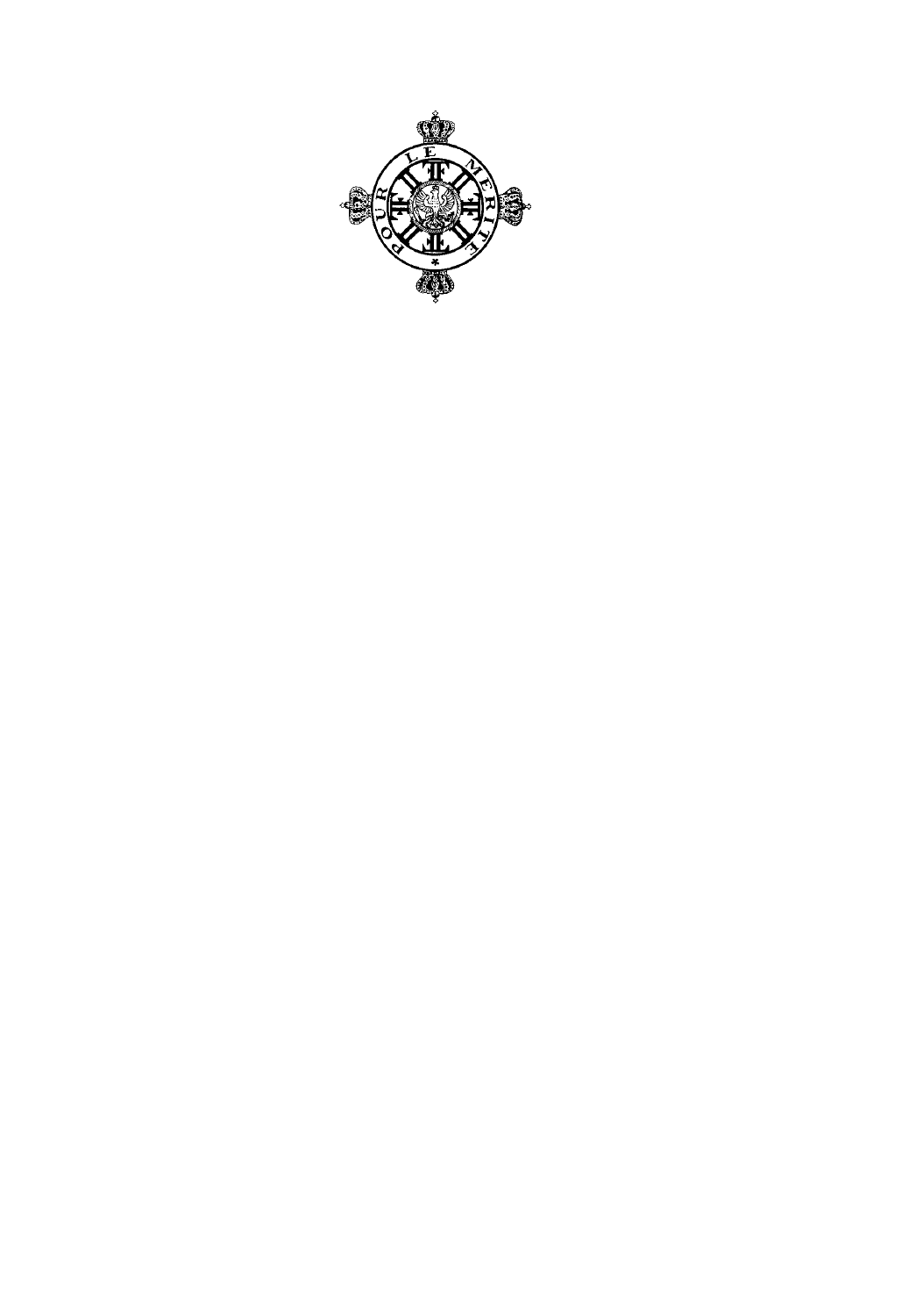POUR LE MERITE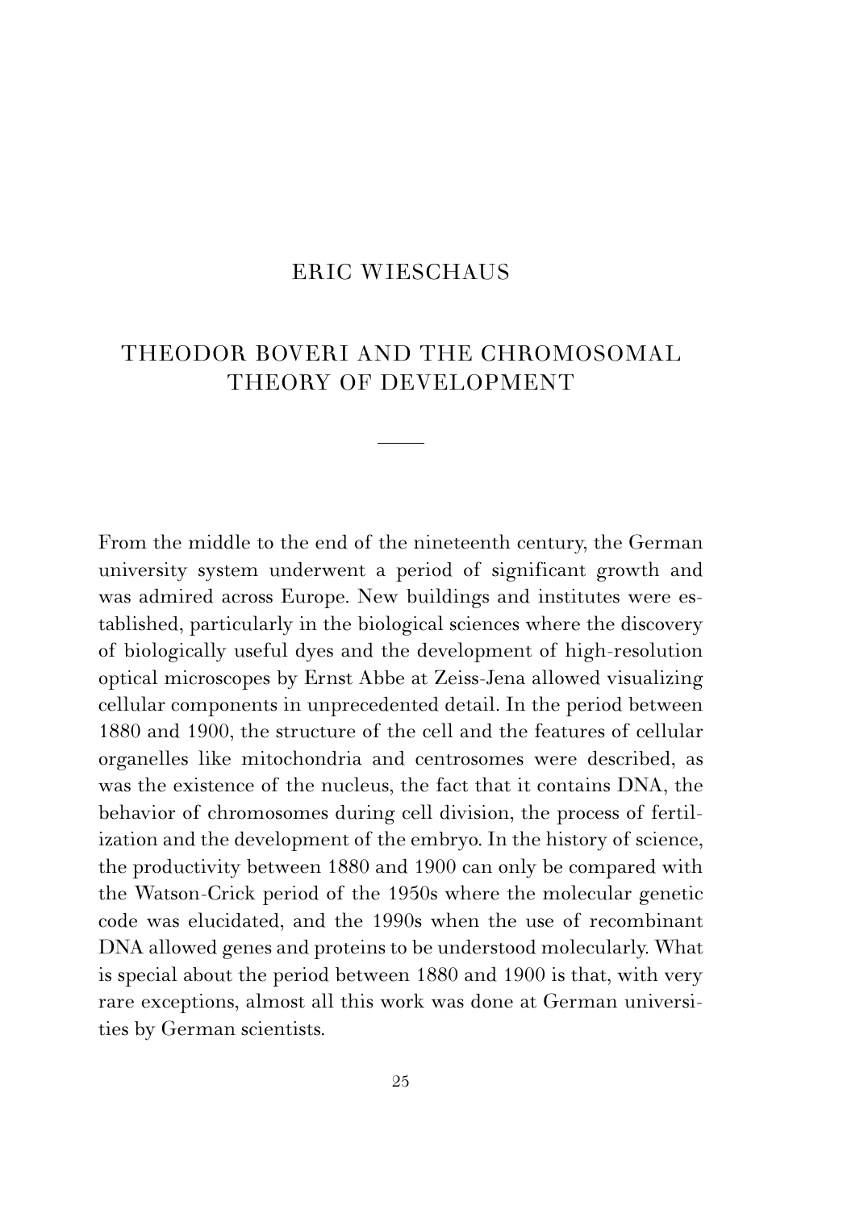## ERIC WIESCHAUS

# THEODOR BOVERI AND THE CHROMOSOMAL THEORY OF DEVELOPMENT

From the middle to the end of the nineteenth century, the German university system underwent a period of significant growth and was admired across Europe. New buildings and institutes were established, particularly in the biological sciences where the discovery of biologically useful dyes and the development of high-resolution optical microscopes by Ernst Abbe at Zeiss-Jena allowed visualizing cellular components in unprecedented detail. In the period between 1880 and 1900, the structure of the cell and the features of cellular organelles like mitochondria and centrosomes were described, as was the existence of the nucleus, the fact that it contains DNA, the behavior of chromosomes during cell division, the process of fertilization and the development of the embryo. In the history of science, the productivity between 1880 and 1900 can only be compared with the Watson-Crick period of the 1950s where the molecular genetic code was elucidated, and the 1990s when the use of recombinant DNA allowed genes and proteins to be understood molecularly. What is special about the period between 1880 and 1900 is that, with very rare exceptions, almost all this work was done at German universities by German scientists.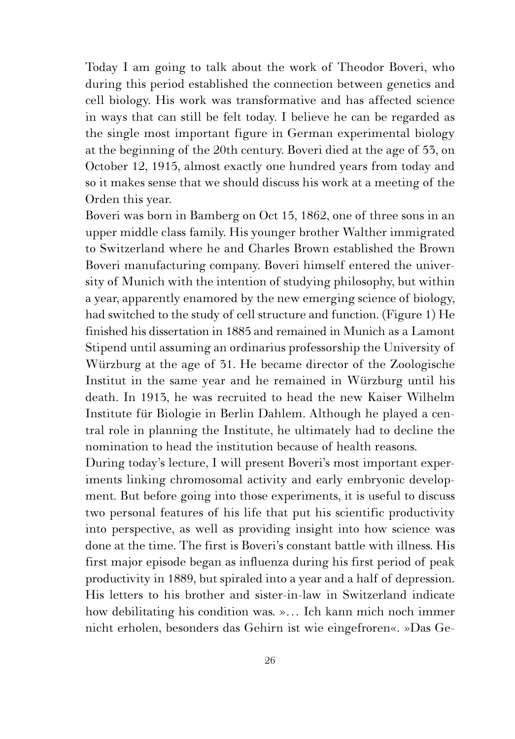Today I am going to talk about the work of Theodor Boveri, who during this period established the connection between genetics and cell biology. His work was transformative and has affected science in ways that can still be felt today. I believe he can be regarded as the single most important figure in German experimental biology at the beginning of the 20th century. Boveri died at the age of 53, on October 12, 1915, almost exactly one hundred years from today and so it makes sense that we should discuss his work at a meeting of the Orden this year.

Boveri was born in Bamberg on Oct 15, 1862, one of three sons in an upper middle class family. His younger brother Walther immigrated to Switzerland where he and Charles Brown established the Brown Boveri manufacturing company. Boveri himself entered the university of Munich with the intention of studying philosophy, but within a year, apparently enamored by the new emerging science of biology, had switched to the study of cell structure and function. (Figure 1) He finished his dissertation in 1885 and remained in Munich as a Lamont Stipend until assuming an ordinarius professorship the University of Würzburg at the age of 31. He became director of the Zoologische Institut in the same year and he remained in Würzburg until his death. In 1913, he was recruited to head the new Kaiser Wilhelm Institute für Biologie in Berlin Dahlem. Although he played a central role in planning the Institute, he ultimately had to decline the nomination to head the institution because of health reasons.

During today's lecture, I will present Boveri's most important experiments linking chromosomal activity and early embryonic development. But before going into those experiments, it is useful to discuss two personal features of his life that put his scientific productivity into perspective, as well as providing insight into how science was done at the time. The first is Boveri's constant battle with illness. His first major episode began as influenza during his first period of peak productivity in 1889, but spiraled into a year and a half of depression. His letters to his brother and sister-in-law in Switzerland indicate how debilitating his condition was. »… Ich kann mich noch immer nicht erholen, besonders das Gehirn ist wie eingefroren«. »Das Ge-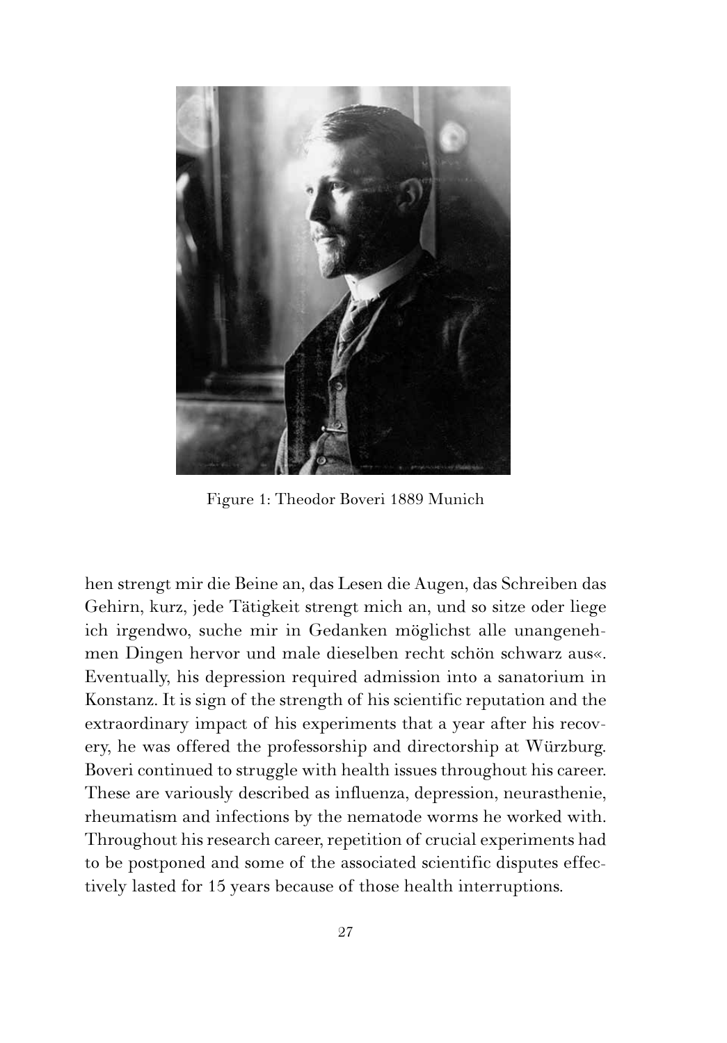Figure 1: Theodor Boveri 1889 Munich

hen strengt mir die Beine an, das Lesen die Augen, das Schreiben das Gehirn, kurz, jede Tätigkeit strengt mich an, und so sitze oder liege ich irgendwo, suche mir in Gedanken möglichst alle unangenehmen Dingen hervor und male dieselben recht schön schwarz aus«. Eventually, his depression required admission into a sanatorium in Konstanz. It is sign of the strength of his scientific reputation and the extraordinary impact of his experiments that a year after his recovery, he was offered the professorship and directorship at Würzburg. Boveri continued to struggle with health issues throughout his career. These are variously described as influenza, depression, neurasthenie, rheumatism and infections by the nematode worms he worked with. Throughout his research career, repetition of crucial experiments had to be postponed and some of the associated scientific disputes effectively lasted for 15 years because of those health interruptions.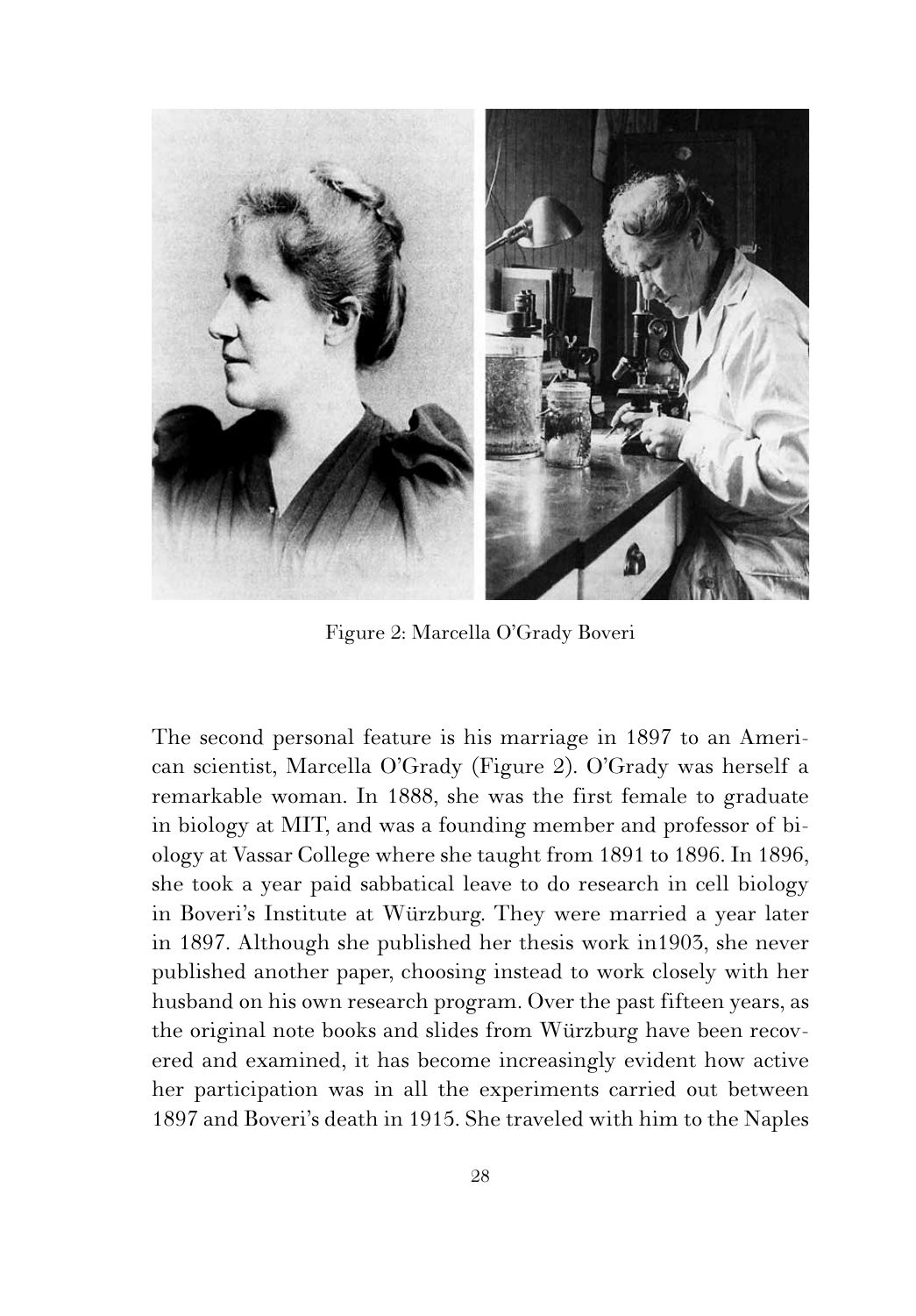Figure 2: Marcella O'Grady Boveri

The second personal feature is his marriage in 1897 to an American scientist, Marcella O'Grady (Figure 2). O'Grady was herself a remarkable woman. In 1888, she was the first female to graduate in biology at MIT, and was a founding member and professor of biology at Vassar College where she taught from 1891 to 1896. In 1896, she took a year paid sabbatical leave to do research in cell biology in Boveri's Institute at Würzburg. They were married a year later in 1897. Although she published her thesis work in1903, she never published another paper, choosing instead to work closely with her husband on his own research program. Over the past fifteen years, as the original note books and slides from Würzburg have been recovered and examined, it has become increasingly evident how active her participation was in all the experiments carried out between 1897 and Boveri's death in 1915. She traveled with him to the Naples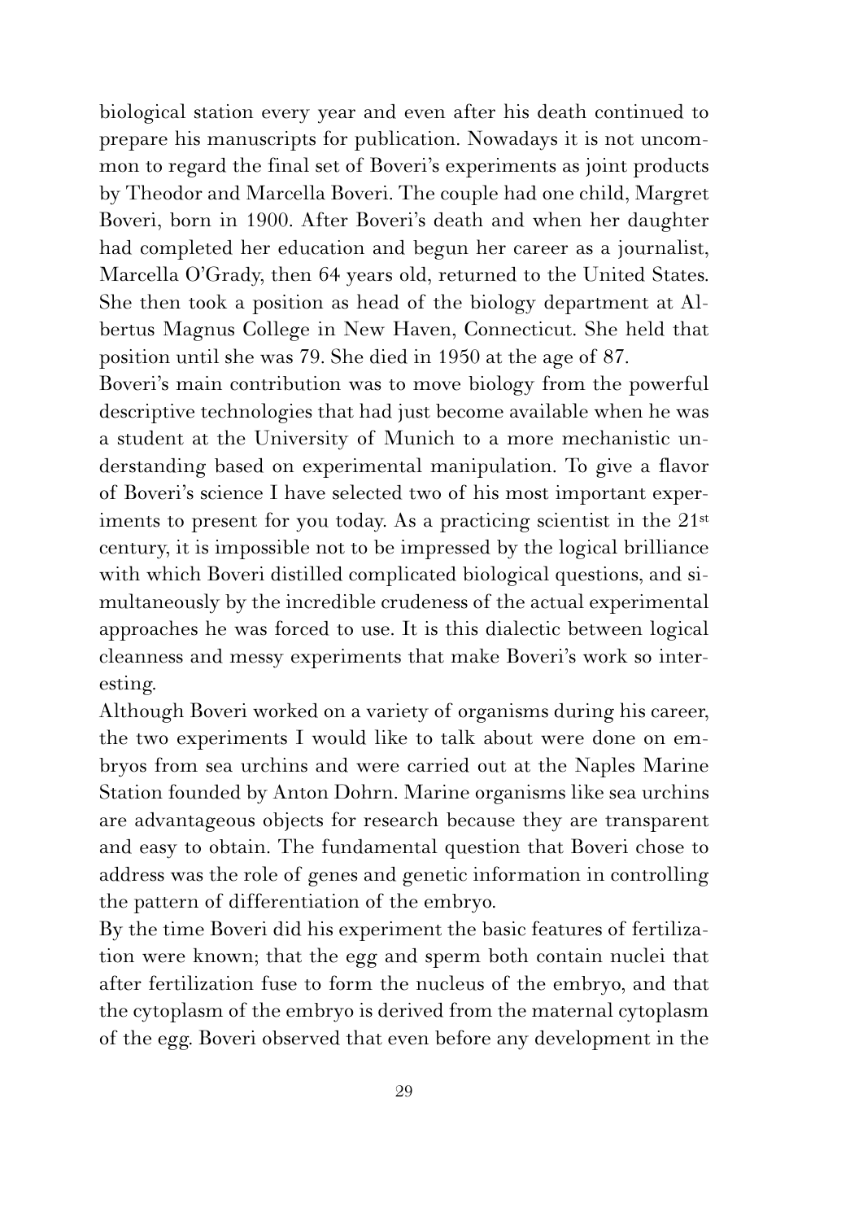biological station every year and even after his death continued to prepare his manuscripts for publication. Nowadays it is not uncommon to regard the final set of Boveri's experiments as joint products by Theodor and Marcella Boveri. The couple had one child, Margret Boveri, born in 1900. After Boveri's death and when her daughter had completed her education and begun her career as a journalist, Marcella O'Grady, then 64 years old, returned to the United States. She then took a position as head of the biology department at Albertus Magnus College in New Haven, Connecticut. She held that position until she was 79. She died in 1950 at the age of 87.

Boveri's main contribution was to move biology from the powerful descriptive technologies that had just become available when he was a student at the University of Munich to a more mechanistic understanding based on experimental manipulation. To give a flavor of Boveri's science I have selected two of his most important experiments to present for you today. As a practicing scientist in the 21st century, it is impossible not to be impressed by the logical brilliance with which Boveri distilled complicated biological questions, and simultaneously by the incredible crudeness of the actual experimental approaches he was forced to use. It is this dialectic between logical cleanness and messy experiments that make Boveri's work so interesting.

Although Boveri worked on a variety of organisms during his career, the two experiments I would like to talk about were done on embryos from sea urchins and were carried out at the Naples Marine Station founded by Anton Dohrn. Marine organisms like sea urchins are advantageous objects for research because they are transparent and easy to obtain. The fundamental question that Boveri chose to address was the role of genes and genetic information in controlling the pattern of differentiation of the embryo.

By the time Boveri did his experiment the basic features of fertilization were known; that the egg and sperm both contain nuclei that after fertilization fuse to form the nucleus of the embryo, and that the cytoplasm of the embryo is derived from the maternal cytoplasm of the egg. Boveri observed that even before any development in the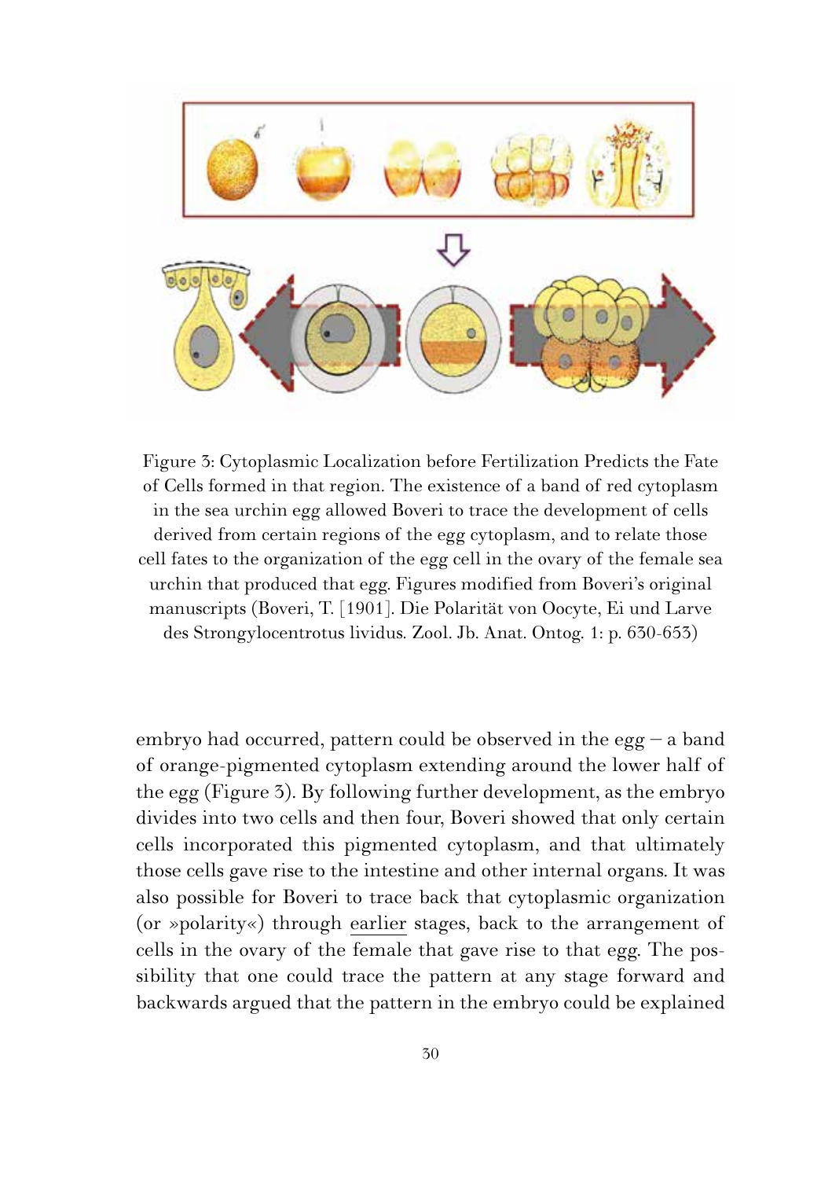Figure 3: Cytoplasmic Localization before Fertilization Predicts the Fate of Cells formed in that region. The existence of a band of red cytoplasm in the sea urchin egg allowed Boveri to trace the development of cells derived from certain regions of the egg cytoplasm, and to relate those cell fates to the organization of the egg cell in the ovary of the female sea urchin that produced that egg. Figures modified from Boveri's original manuscripts (Boveri, T. [1901]. Die Polarität von Oocyte, Ei und Larve des Strongylocentrotus lividus. Zool. Jb. Anat. Ontog. 1: p. 630-653)

embryo had occurred, pattern could be observed in the egg – a band of orange-pigmented cytoplasm extending around the lower half of the egg (Figure 3). By following further development, as the embryo divides into two cells and then four, Boveri showed that only certain cells incorporated this pigmented cytoplasm, and that ultimately those cells gave rise to the intestine and other internal organs. It was also possible for Boveri to trace back that cytoplasmic organization (or »polarity«) through earlier stages, back to the arrangement of cells in the ovary of the female that gave rise to that egg. The possibility that one could trace the pattern at any stage forward and backwards argued that the pattern in the embryo could be explained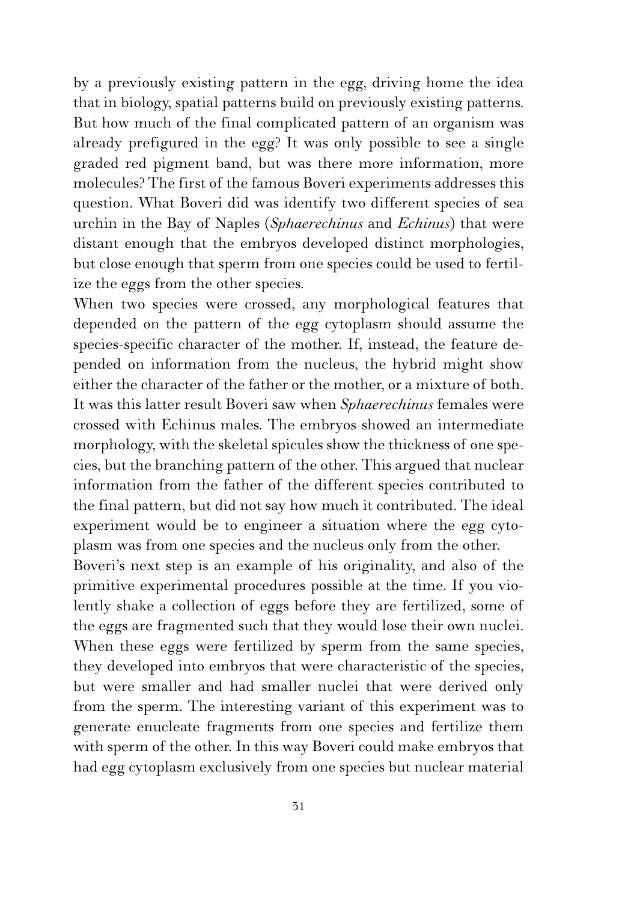by a previously existing pattern in the egg, driving home the idea that in biology, spatial patterns build on previously existing patterns. But how much of the final complicated pattern of an organism was already prefigured in the egg? It was only possible to see a single graded red pigment band, but was there more information, more molecules? The first of the famous Boveri experiments addresses this question. What Boveri did was identify two different species of sea urchin in the Bay of Naples (*Sphaerechinus* and *Echinus*) that were distant enough that the embryos developed distinct morphologies, but close enough that sperm from one species could be used to fertilize the eggs from the other species.

When two species were crossed, any morphological features that depended on the pattern of the egg cytoplasm should assume the species-specific character of the mother. If, instead, the feature depended on information from the nucleus, the hybrid might show either the character of the father or the mother, or a mixture of both. It was this latter result Boveri saw when *Sphaerechinus* females were crossed with Echinus males. The embryos showed an intermediate morphology, with the skeletal spicules show the thickness of one species, but the branching pattern of the other. This argued that nuclear information from the father of the different species contributed to the final pattern, but did not say how much it contributed. The ideal experiment would be to engineer a situation where the egg cytoplasm was from one species and the nucleus only from the other.

Boveri's next step is an example of his originality, and also of the primitive experimental procedures possible at the time. If you violently shake a collection of eggs before they are fertilized, some of the eggs are fragmented such that they would lose their own nuclei. When these eggs were fertilized by sperm from the same species, they developed into embryos that were characteristic of the species, but were smaller and had smaller nuclei that were derived only from the sperm. The interesting variant of this experiment was to generate enucleate fragments from one species and fertilize them with sperm of the other. In this way Boveri could make embryos that had egg cytoplasm exclusively from one species but nuclear material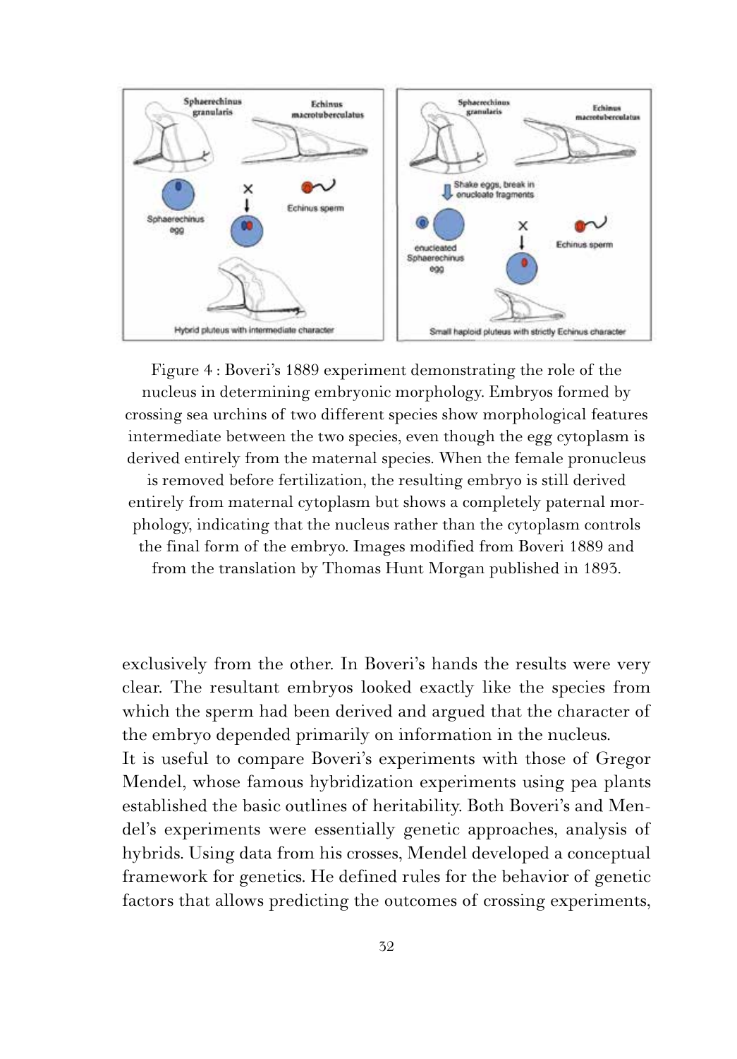Figure 4 : Boveri's 1889 experiment demonstrating the role of the nucleus in determining embryonic morphology. Embryos formed by crossing sea urchins of two different species show morphological features intermediate between the two species, even though the egg cytoplasm is derived entirely from the maternal species. When the female pronucleus is removed before fertilization, the resulting embryo is still derived entirely from maternal cytoplasm but shows a completely paternal morphology, indicating that the nucleus rather than the cytoplasm controls the final form of the embryo. Images modified from Boveri 1889 and from the translation by Thomas Hunt Morgan published in 1893.

exclusively from the other. In Boveri's hands the results were very clear. The resultant embryos looked exactly like the species from which the sperm had been derived and argued that the character of the embryo depended primarily on information in the nucleus.

It is useful to compare Boveri's experiments with those of Gregor Mendel, whose famous hybridization experiments using pea plants established the basic outlines of heritability. Both Boveri's and Mendel's experiments were essentially genetic approaches, analysis of hybrids. Using data from his crosses, Mendel developed a conceptual framework for genetics. He defined rules for the behavior of genetic factors that allows predicting the outcomes of crossing experiments,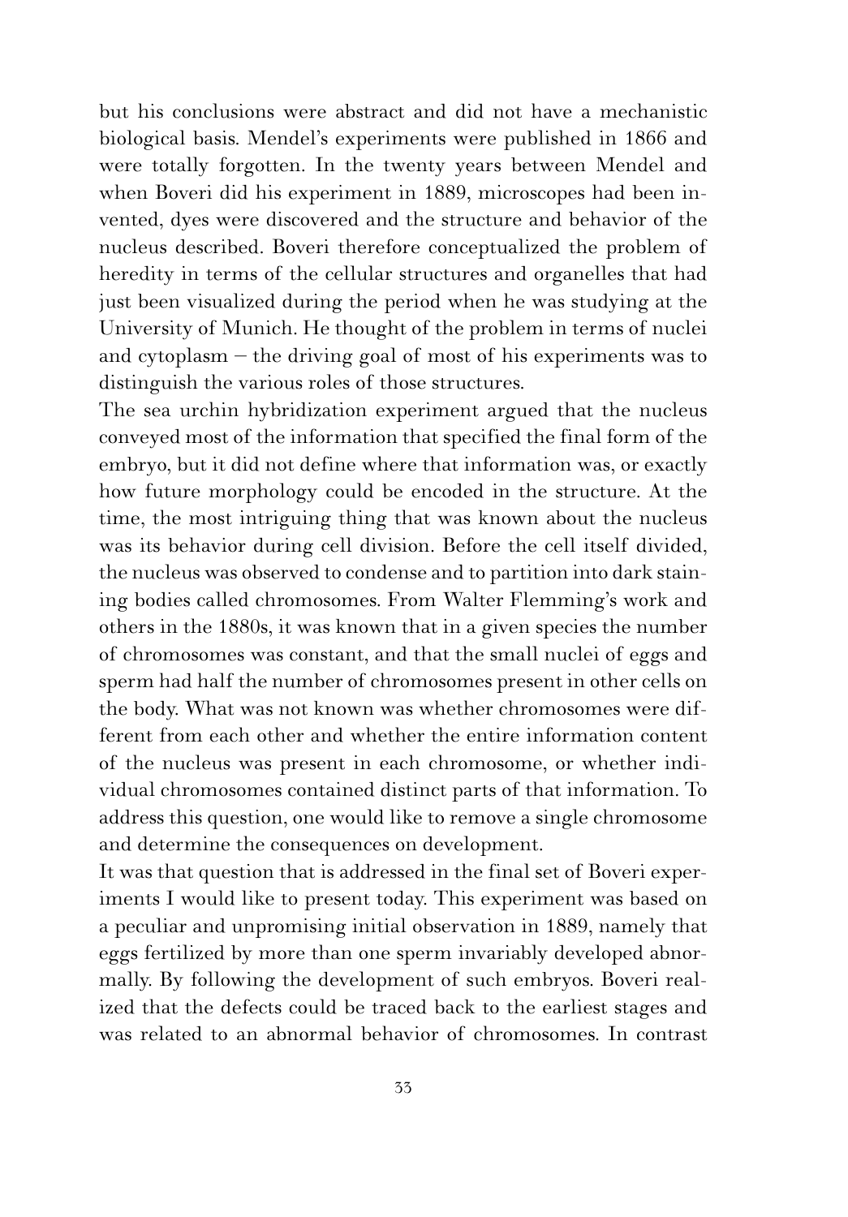but his conclusions were abstract and did not have a mechanistic biological basis. Mendel's experiments were published in 1866 and were totally forgotten. In the twenty years between Mendel and when Boveri did his experiment in 1889, microscopes had been invented, dyes were discovered and the structure and behavior of the nucleus described. Boveri therefore conceptualized the problem of heredity in terms of the cellular structures and organelles that had just been visualized during the period when he was studying at the University of Munich. He thought of the problem in terms of nuclei and cytoplasm – the driving goal of most of his experiments was to distinguish the various roles of those structures.

The sea urchin hybridization experiment argued that the nucleus conveyed most of the information that specified the final form of the embryo, but it did not define where that information was, or exactly how future morphology could be encoded in the structure. At the time, the most intriguing thing that was known about the nucleus was its behavior during cell division. Before the cell itself divided, the nucleus was observed to condense and to partition into dark staining bodies called chromosomes. From Walter Flemming's work and others in the 1880s, it was known that in a given species the number of chromosomes was constant, and that the small nuclei of eggs and sperm had half the number of chromosomes present in other cells on the body. What was not known was whether chromosomes were different from each other and whether the entire information content of the nucleus was present in each chromosome, or whether individual chromosomes contained distinct parts of that information. To address this question, one would like to remove a single chromosome and determine the consequences on development.

It was that question that is addressed in the final set of Boveri experiments I would like to present today. This experiment was based on a peculiar and unpromising initial observation in 1889, namely that eggs fertilized by more than one sperm invariably developed abnormally. By following the development of such embryos. Boveri realized that the defects could be traced back to the earliest stages and was related to an abnormal behavior of chromosomes. In contrast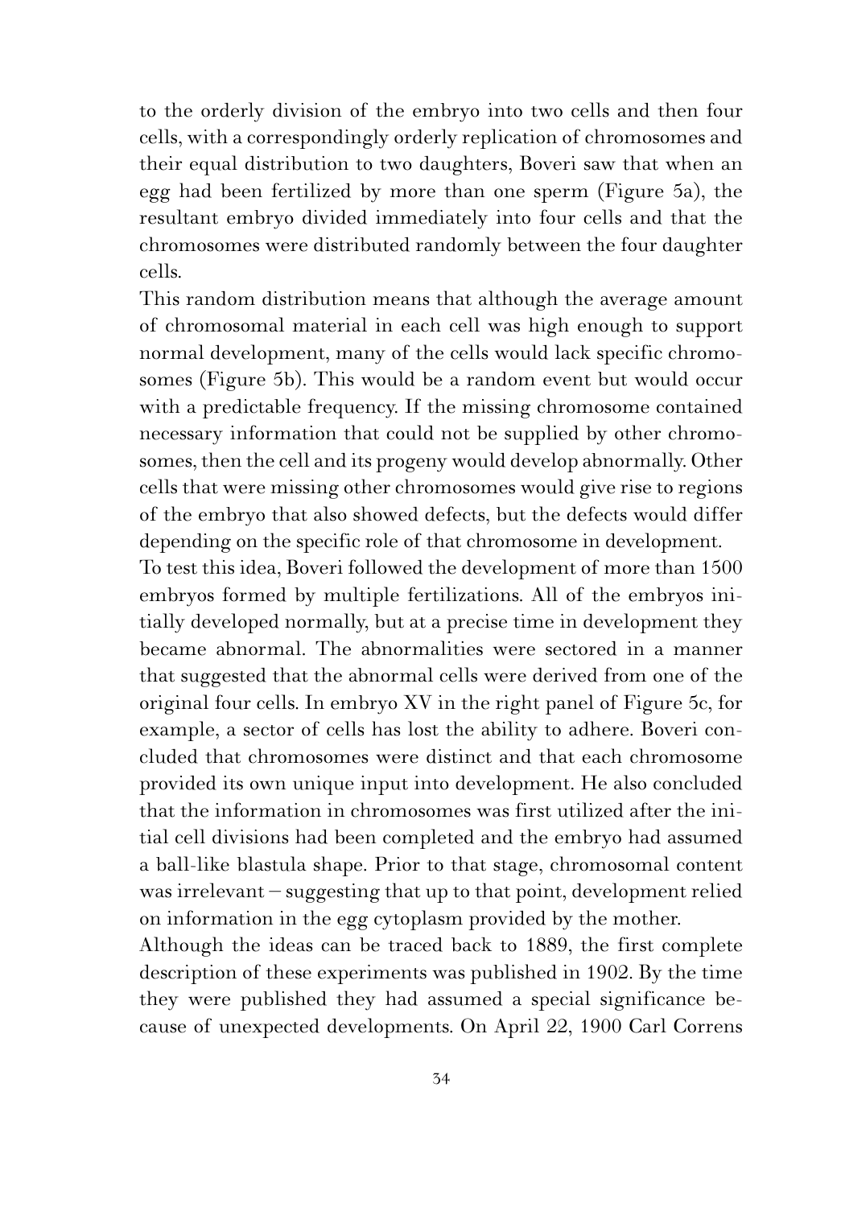to the orderly division of the embryo into two cells and then four cells, with a correspondingly orderly replication of chromosomes and their equal distribution to two daughters, Boveri saw that when an egg had been fertilized by more than one sperm (Figure 5a), the resultant embryo divided immediately into four cells and that the chromosomes were distributed randomly between the four daughter cells.

This random distribution means that although the average amount of chromosomal material in each cell was high enough to support normal development, many of the cells would lack specific chromosomes (Figure 5b). This would be a random event but would occur with a predictable frequency. If the missing chromosome contained necessary information that could not be supplied by other chromosomes, then the cell and its progeny would develop abnormally. Other cells that were missing other chromosomes would give rise to regions of the embryo that also showed defects, but the defects would differ depending on the specific role of that chromosome in development.

To test this idea, Boveri followed the development of more than 1500 embryos formed by multiple fertilizations. All of the embryos initially developed normally, but at a precise time in development they became abnormal. The abnormalities were sectored in a manner that suggested that the abnormal cells were derived from one of the original four cells. In embryo XV in the right panel of Figure 5c, for example, a sector of cells has lost the ability to adhere. Boveri concluded that chromosomes were distinct and that each chromosome provided its own unique input into development. He also concluded that the information in chromosomes was first utilized after the initial cell divisions had been completed and the embryo had assumed a ball-like blastula shape. Prior to that stage, chromosomal content was irrelevant – suggesting that up to that point, development relied on information in the egg cytoplasm provided by the mother.

Although the ideas can be traced back to 1889, the first complete description of these experiments was published in 1902. By the time they were published they had assumed a special significance because of unexpected developments. On April 22, 1900 Carl Correns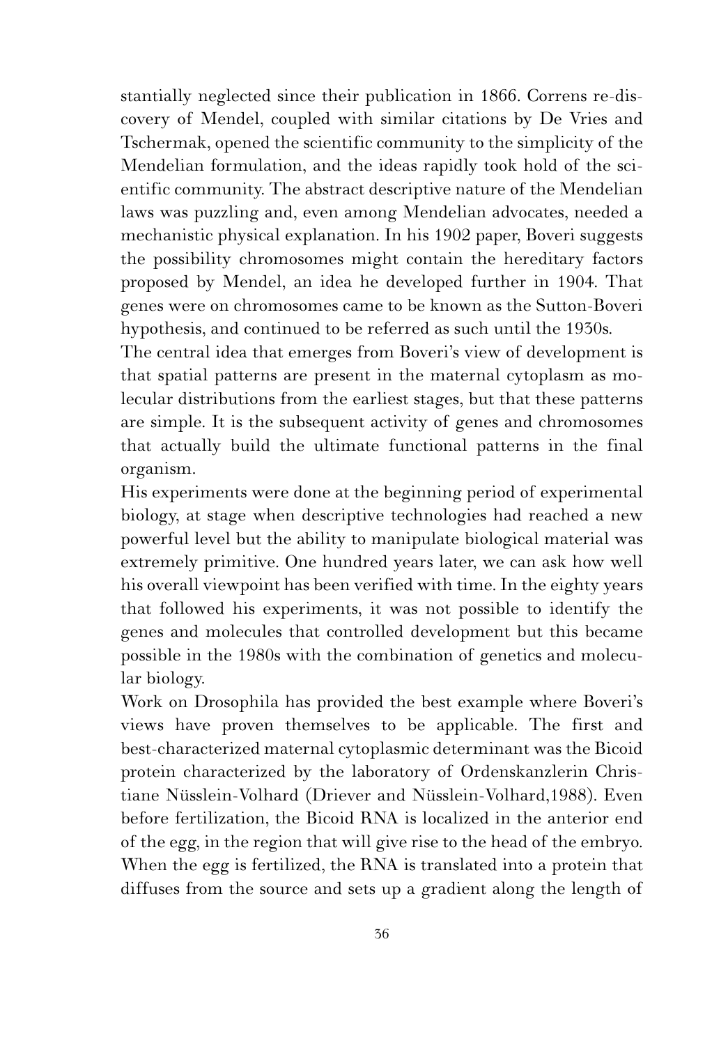stantially neglected since their publication in 1866. Correns re-discovery of Mendel, coupled with similar citations by De Vries and Tschermak, opened the scientific community to the simplicity of the Mendelian formulation, and the ideas rapidly took hold of the scientific community. The abstract descriptive nature of the Mendelian laws was puzzling and, even among Mendelian advocates, needed a mechanistic physical explanation. In his 1902 paper, Boveri suggests the possibility chromosomes might contain the hereditary factors proposed by Mendel, an idea he developed further in 1904. That genes were on chromosomes came to be known as the Sutton-Boveri hypothesis, and continued to be referred as such until the 1930s.

The central idea that emerges from Boveri's view of development is that spatial patterns are present in the maternal cytoplasm as molecular distributions from the earliest stages, but that these patterns are simple. It is the subsequent activity of genes and chromosomes that actually build the ultimate functional patterns in the final organism.

His experiments were done at the beginning period of experimental biology, at stage when descriptive technologies had reached a new powerful level but the ability to manipulate biological material was extremely primitive. One hundred years later, we can ask how well his overall viewpoint has been verified with time. In the eighty years that followed his experiments, it was not possible to identify the genes and molecules that controlled development but this became possible in the 1980s with the combination of genetics and molecular biology.

Work on Drosophila has provided the best example where Boveri's views have proven themselves to be applicable. The first and best-characterized maternal cytoplasmic determinant was the Bicoid protein characterized by the laboratory of Ordenskanzlerin Christiane Nüsslein-Volhard (Driever and Nüsslein-Volhard,1988). Even before fertilization, the Bicoid RNA is localized in the anterior end of the egg, in the region that will give rise to the head of the embryo. When the egg is fertilized, the RNA is translated into a protein that diffuses from the source and sets up a gradient along the length of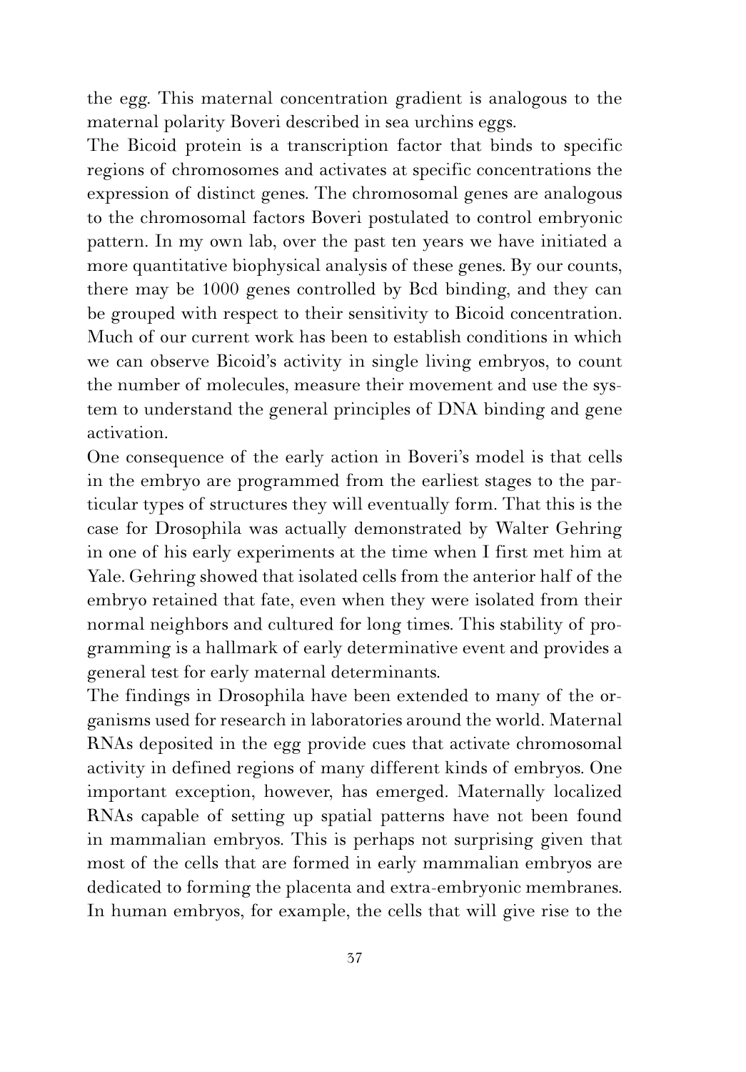the egg. This maternal concentration gradient is analogous to the maternal polarity Boveri described in sea urchins eggs.

The Bicoid protein is a transcription factor that binds to specific regions of chromosomes and activates at specific concentrations the expression of distinct genes. The chromosomal genes are analogous to the chromosomal factors Boveri postulated to control embryonic pattern. In my own lab, over the past ten years we have initiated a more quantitative biophysical analysis of these genes. By our counts, there may be 1000 genes controlled by Bcd binding, and they can be grouped with respect to their sensitivity to Bicoid concentration. Much of our current work has been to establish conditions in which we can observe Bicoid's activity in single living embryos, to count the number of molecules, measure their movement and use the system to understand the general principles of DNA binding and gene activation.

One consequence of the early action in Boveri's model is that cells in the embryo are programmed from the earliest stages to the particular types of structures they will eventually form. That this is the case for Drosophila was actually demonstrated by Walter Gehring in one of his early experiments at the time when I first met him at Yale. Gehring showed that isolated cells from the anterior half of the embryo retained that fate, even when they were isolated from their normal neighbors and cultured for long times. This stability of programming is a hallmark of early determinative event and provides a general test for early maternal determinants.

The findings in Drosophila have been extended to many of the organisms used for research in laboratories around the world. Maternal RNAs deposited in the egg provide cues that activate chromosomal activity in defined regions of many different kinds of embryos. One important exception, however, has emerged. Maternally localized RNAs capable of setting up spatial patterns have not been found in mammalian embryos. This is perhaps not surprising given that most of the cells that are formed in early mammalian embryos are dedicated to forming the placenta and extra-embryonic membranes. In human embryos, for example, the cells that will give rise to the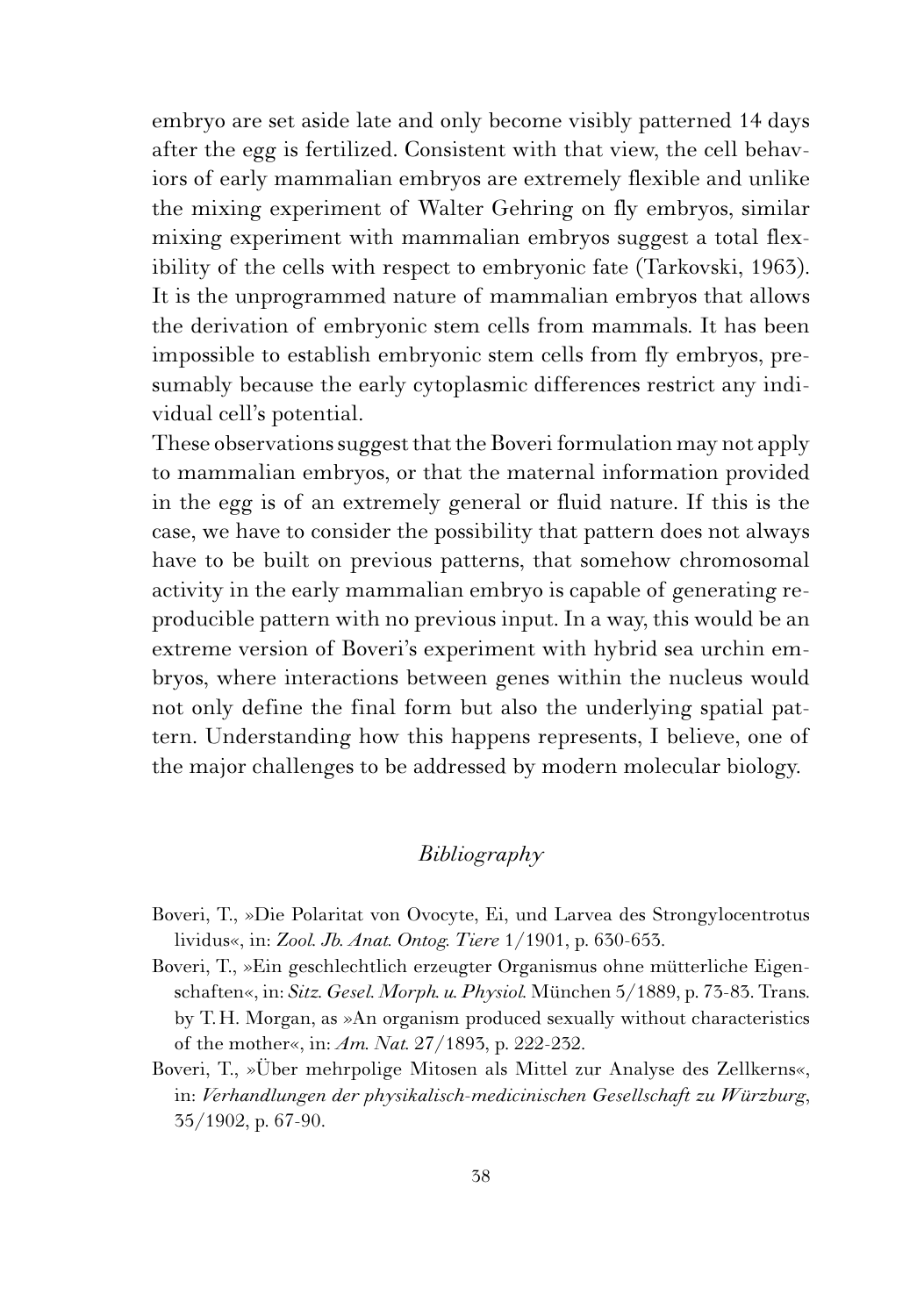embryo are set aside late and only become visibly patterned 14 days after the egg is fertilized. Consistent with that view, the cell behaviors of early mammalian embryos are extremely flexible and unlike the mixing experiment of Walter Gehring on fly embryos, similar mixing experiment with mammalian embryos suggest a total flexibility of the cells with respect to embryonic fate (Tarkovski, 1963). It is the unprogrammed nature of mammalian embryos that allows the derivation of embryonic stem cells from mammals. It has been impossible to establish embryonic stem cells from fly embryos, presumably because the early cytoplasmic differences restrict any individual cell's potential.

These observations suggest that the Boveri formulation may not apply to mammalian embryos, or that the maternal information provided in the egg is of an extremely general or fluid nature. If this is the case, we have to consider the possibility that pattern does not always have to be built on previous patterns, that somehow chromosomal activity in the early mammalian embryo is capable of generating reproducible pattern with no previous input. In a way, this would be an extreme version of Boveri's experiment with hybrid sea urchin embryos, where interactions between genes within the nucleus would not only define the final form but also the underlying spatial pattern. Understanding how this happens represents, I believe, one of the major challenges to be addressed by modern molecular biology.

## *Bibliography*

Boveri, T., »Die Polaritat von Ovocyte, Ei, und Larvea des Strongylocentrotus lividus«, in: *Zool. Jb. Anat. Ontog. Tiere* 1/1901, p. 630-653.

Boveri, T., »Ein geschlechtlich erzeugter Organismus ohne mütterliche Eigenschaften«, in: *Sitz. Gesel. Morph. u. Physiol.* München 5/1889, p. 73-83. Trans. by T.H. Morgan, as »An organism produced sexually without characteristics of the mother«, in: *Am. Nat.* 27/1893, p. 222-232.

Boveri, T., »Über mehrpolige Mitosen als Mittel zur Analyse des Zellkerns«, in: *Verhandlungen der physikalisch-medicinischen Gesellschaft zu Würzburg*, 35/1902, p. 67-90.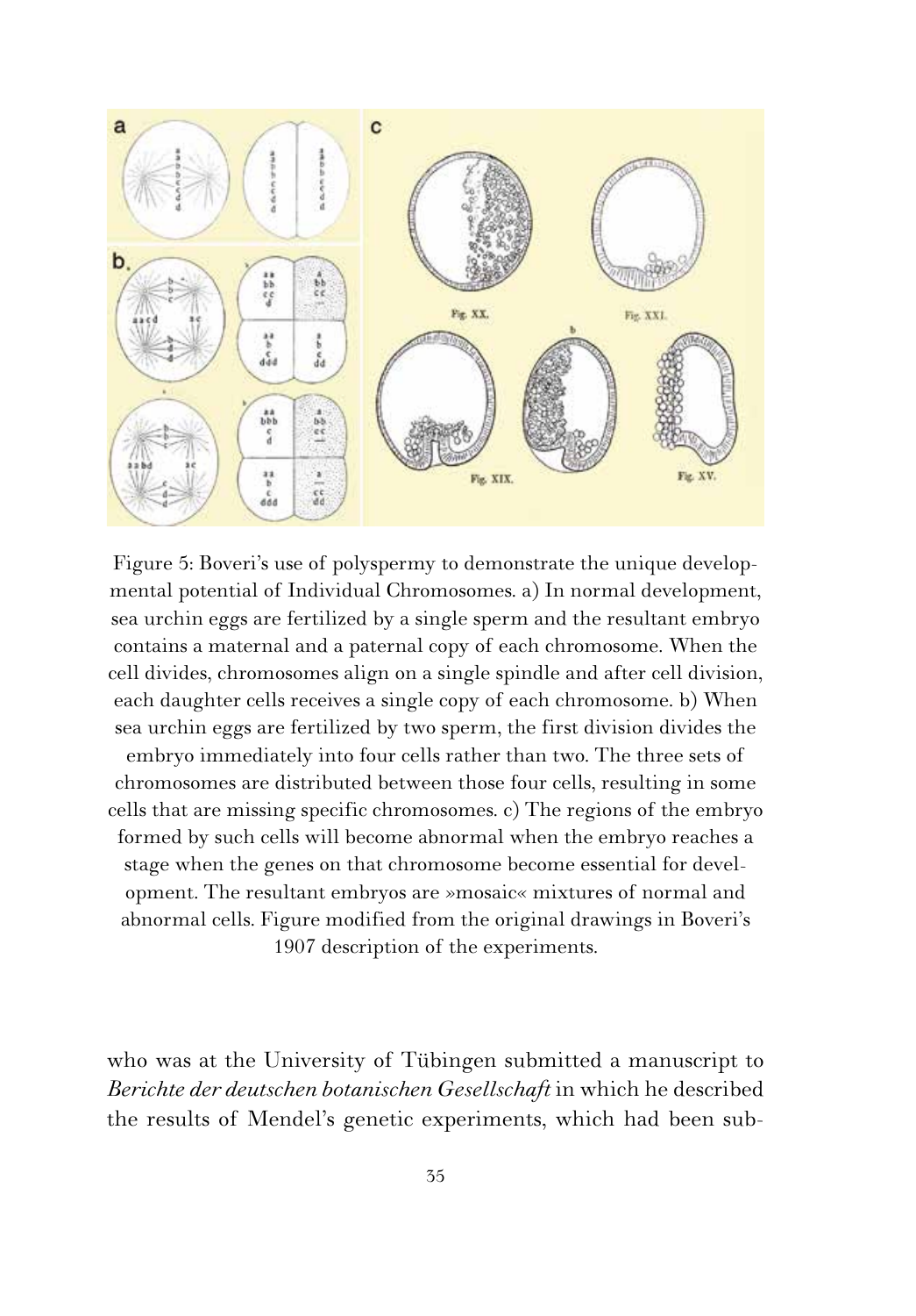Figure 5: Boveri's use of polyspermy to demonstrate the unique developmental potential of Individual Chromosomes. a) In normal development, sea urchin eggs are fertilized by a single sperm and the resultant embryo contains a maternal and a paternal copy of each chromosome. When the cell divides, chromosomes align on a single spindle and after cell division, each daughter cells receives a single copy of each chromosome. b) When sea urchin eggs are fertilized by two sperm, the first division divides the embryo immediately into four cells rather than two. The three sets of chromosomes are distributed between those four cells, resulting in some cells that are missing specific chromosomes. c) The regions of the embryo formed by such cells will become abnormal when the embryo reaches a stage when the genes on that chromosome become essential for development. The resultant embryos are »mosaic« mixtures of normal and abnormal cells. Figure modified from the original drawings in Boveri's 1907 description of the experiments.

who was at the University of Tübingen submitted a manuscript to *Berichte der deutschen botanischen Gesellschaft* in which he described the results of Mendel's genetic experiments, which had been sub-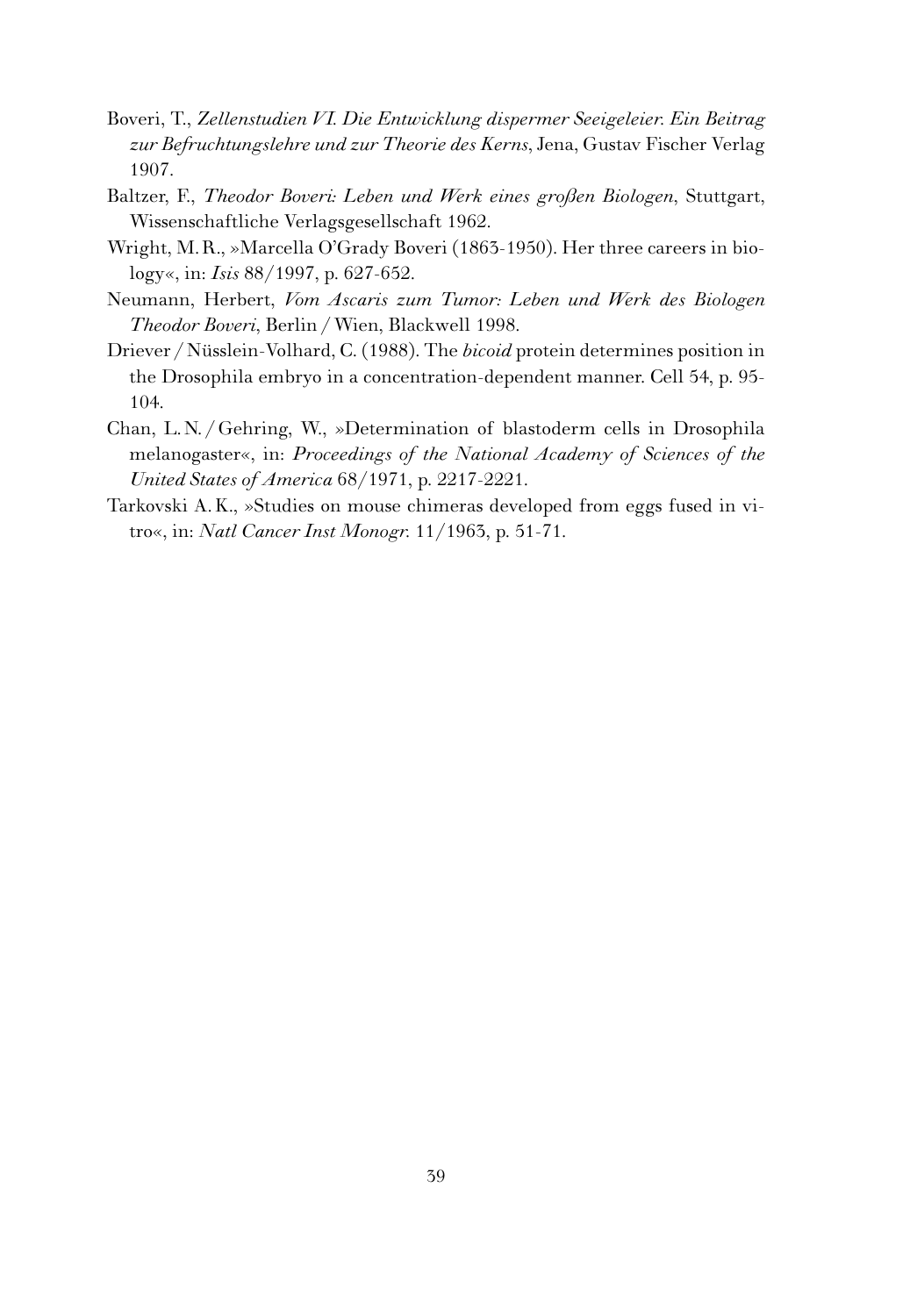Boveri, T., *Zellenstudien VI. Die Entwicklung dispermer Seeigeleier. Ein Beitrag zur Befruchtungslehre und zur Theorie des Kerns*, Jena, Gustav Fischer Verlag 1907.

Baltzer, F., *Theodor Boveri: Leben und Werk eines großen Biologen*, Stuttgart, Wissenschaftliche Verlagsgesellschaft 1962.

Wright, M. R., »Marcella O'Grady Boveri (1863-1950). Her three careers in biology«, in: *Isis* 88/1997, p. 627-652.

Neumann, Herbert, *Vom Ascaris zum Tumor: Leben und Werk des Biologen Theodor Boveri*, Berlin / Wien, Blackwell 1998.

Driever / Nüsslein-Volhard, C. (1988). The *bicoid* protein determines position in the Drosophila embryo in a concentration-dependent manner. Cell 54, p. 95-104.

Chan, L. N. / Gehring, W., »Determination of blastoderm cells in Drosophila melanogaster«, in: *Proceedings of the National Academy of Sciences of the United States of America* 68/1971, p. 2217-2221.

Tarkovski A. K., »Studies on mouse chimeras developed from eggs fused in vitro«, in: *Natl Cancer Inst Monogr.* 11/1963, p. 51-71.